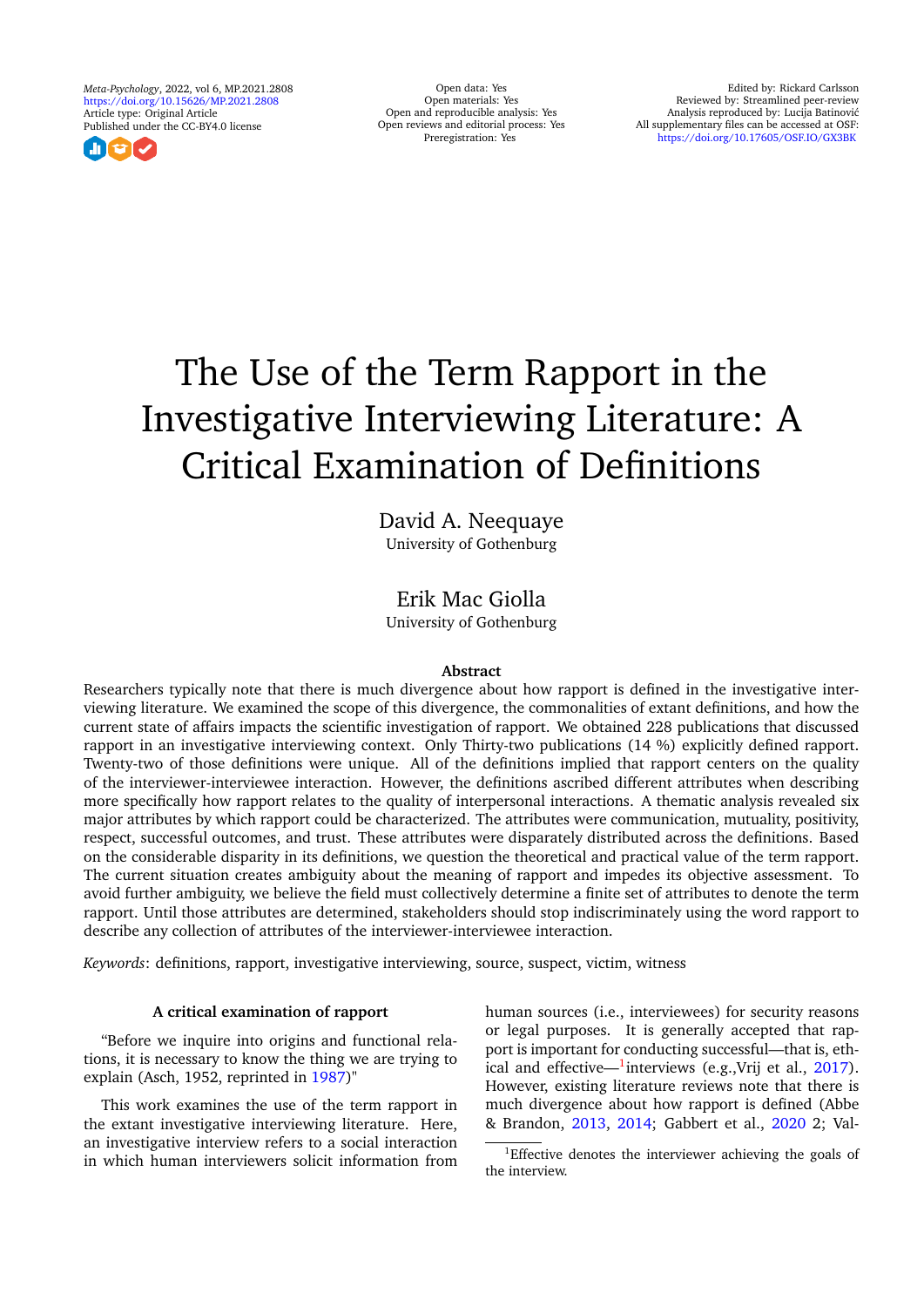*Meta-Psychology*, 2022, vol 6, MP.2021.2808
https://doi.org/10.15626/MP.2021.2808
Article type: Original Article
Published under the CC-BY4.0 license

Open data: Yes
Open materials: Yes
Open and reproducible analysis: Yes
Open reviews and editorial process: Yes
Preregistration: Yes

Edited by: Rickard Carlsson
Reviewed by: Streamlined peer-review
Analysis reproduced by: Lucija Batinović
All supplementary files can be accessed at OSF:
https://doi.org/10.17605/OSF.IO/GX3BK

# The Use of the Term Rapport in the Investigative Interviewing Literature: A Critical Examination of Definitions

David A. Neequaye
University of Gothenburg

Erik Mac Giolla
University of Gothenburg

## Abstract

Researchers typically note that there is much divergence about how rapport is defined in the investigative interviewing literature. We examined the scope of this divergence, the commonalities of extant definitions, and how the current state of affairs impacts the scientific investigation of rapport. We obtained 228 publications that discussed rapport in an investigative interviewing context. Only Thirty-two publications (14 %) explicitly defined rapport. Twenty-two of those definitions were unique. All of the definitions implied that rapport centers on the quality of the interviewer-interviewee interaction. However, the definitions ascribed different attributes when describing more specifically how rapport relates to the quality of interpersonal interactions. A thematic analysis revealed six major attributes by which rapport could be characterized. The attributes were communication, mutuality, positivity, respect, successful outcomes, and trust. These attributes were disparately distributed across the definitions. Based on the considerable disparity in its definitions, we question the theoretical and practical value of the term rapport. The current situation creates ambiguity about the meaning of rapport and impedes its objective assessment. To avoid further ambiguity, we believe the field must collectively determine a finite set of attributes to denote the term rapport. Until those attributes are determined, stakeholders should stop indiscriminately using the word rapport to describe any collection of attributes of the interviewer-interviewee interaction.

*Keywords*: definitions, rapport, investigative interviewing, source, suspect, victim, witness

### A critical examination of rapport

"Before we inquire into origins and functional relations, it is necessary to know the thing we are trying to explain (Asch, 1952, reprinted in 1987)"

This work examines the use of the term rapport in the extant investigative interviewing literature. Here, an investigative interview refers to a social interaction in which human interviewers solicit information from human sources (i.e., interviewees) for security reasons or legal purposes. It is generally accepted that rapport is important for conducting successful—that is, ethical and effective—[1] interviews (e.g.,Vrij et al., 2017). However, existing literature reviews note that there is much divergence about how rapport is defined (Abbe & Brandon, 2013, 2014; Gabbert et al., 2020 2; Val-

[1] Effective denotes the interviewer achieving the goals of the interview.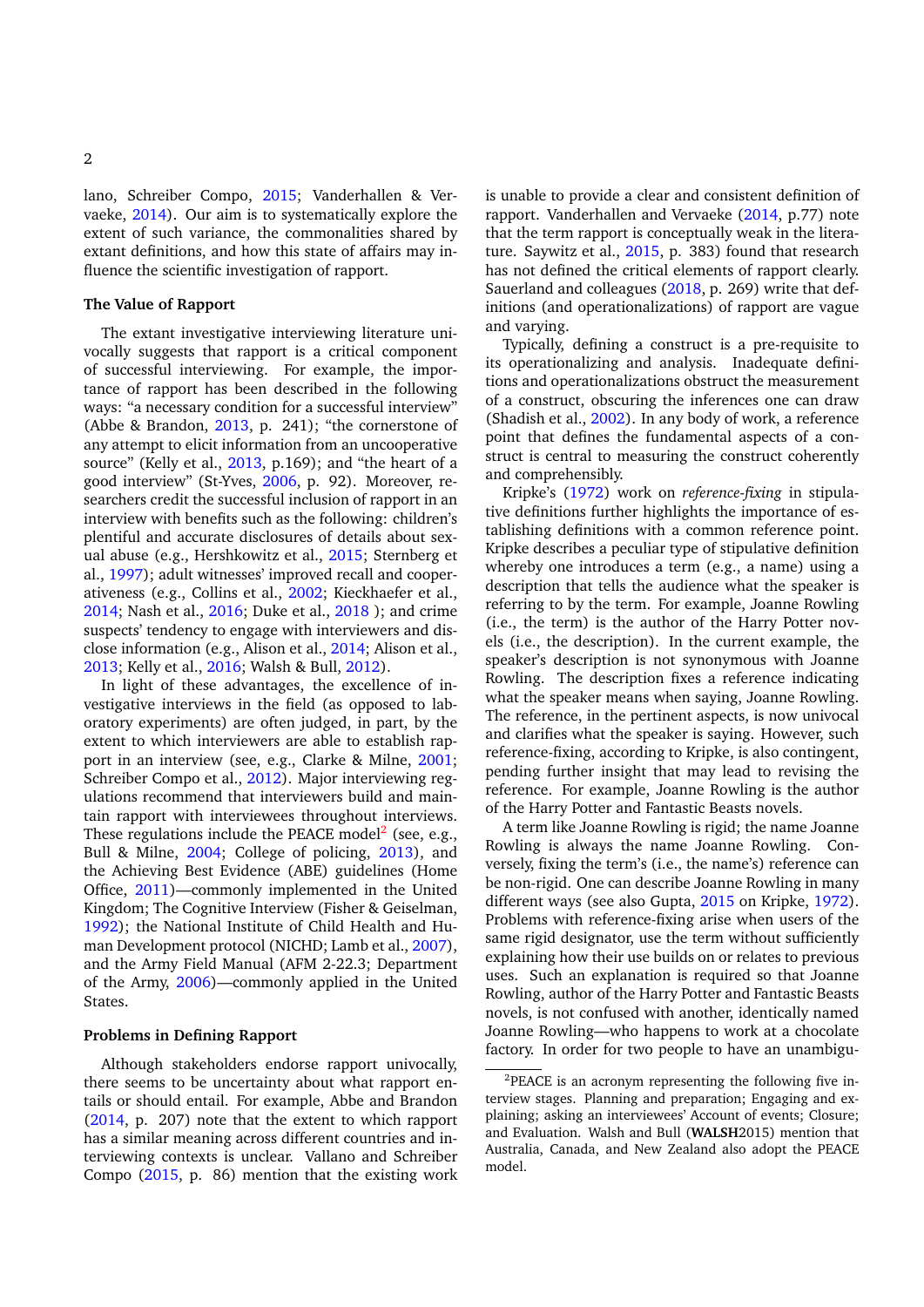lano, Schreiber Compo, 2015; Vanderhallen & Vervaeke, 2014). Our aim is to systematically explore the extent of such variance, the commonalities shared by extant definitions, and how this state of affairs may influence the scientific investigation of rapport.

### The Value of Rapport

The extant investigative interviewing literature univocally suggests that rapport is a critical component of successful interviewing. For example, the importance of rapport has been described in the following ways: "a necessary condition for a successful interview" (Abbe & Brandon, 2013, p. 241); "the cornerstone of any attempt to elicit information from an uncooperative source" (Kelly et al., 2013, p.169); and "the heart of a good interview" (St-Yves, 2006, p. 92). Moreover, researchers credit the successful inclusion of rapport in an interview with benefits such as the following: children's plentiful and accurate disclosures of details about sexual abuse (e.g., Hershkowitz et al., 2015; Sternberg et al., 1997); adult witnesses' improved recall and cooperativeness (e.g., Collins et al., 2002; Kieckhaefer et al., 2014; Nash et al., 2016; Duke et al., 2018 ); and crime suspects' tendency to engage with interviewers and disclose information (e.g., Alison et al., 2014; Alison et al., 2013; Kelly et al., 2016; Walsh & Bull, 2012).

In light of these advantages, the excellence of investigative interviews in the field (as opposed to laboratory experiments) are often judged, in part, by the extent to which interviewers are able to establish rapport in an interview (see, e.g., Clarke & Milne, 2001; Schreiber Compo et al., 2012). Major interviewing regulations recommend that interviewers build and maintain rapport with interviewees throughout interviews. These regulations include the PEACE model[2] (see, e.g., Bull & Milne, 2004; College of policing, 2013), and the Achieving Best Evidence (ABE) guidelines (Home Office, 2011)—commonly implemented in the United Kingdom; The Cognitive Interview (Fisher & Geiselman, 1992); the National Institute of Child Health and Human Development protocol (NICHD; Lamb et al., 2007), and the Army Field Manual (AFM 2-22.3; Department of the Army, 2006)—commonly applied in the United States.

### Problems in Defining Rapport

Although stakeholders endorse rapport univocally, there seems to be uncertainty about what rapport entails or should entail. For example, Abbe and Brandon (2014, p. 207) note that the extent to which rapport has a similar meaning across different countries and interviewing contexts is unclear. Vallano and Schreiber Compo (2015, p. 86) mention that the existing work is unable to provide a clear and consistent definition of rapport. Vanderhallen and Vervaeke (2014, p.77) note that the term rapport is conceptually weak in the literature. Saywitz et al., 2015, p. 383) found that research has not defined the critical elements of rapport clearly. Sauerland and colleagues (2018, p. 269) write that definitions (and operationalizations) of rapport are vague and varying.

Typically, defining a construct is a pre-requisite to its operationalizing and analysis. Inadequate definitions and operationalizations obstruct the measurement of a construct, obscuring the inferences one can draw (Shadish et al., 2002). In any body of work, a reference point that defines the fundamental aspects of a construct is central to measuring the construct coherently and comprehensibly.

Kripke's (1972) work on *reference-fixing* in stipulative definitions further highlights the importance of establishing definitions with a common reference point. Kripke describes a peculiar type of stipulative definition whereby one introduces a term (e.g., a name) using a description that tells the audience what the speaker is referring to by the term. For example, Joanne Rowling (i.e., the term) is the author of the Harry Potter novels (i.e., the description). In the current example, the speaker's description is not synonymous with Joanne Rowling. The description fixes a reference indicating what the speaker means when saying, Joanne Rowling. The reference, in the pertinent aspects, is now univocal and clarifies what the speaker is saying. However, such reference-fixing, according to Kripke, is also contingent, pending further insight that may lead to revising the reference. For example, Joanne Rowling is the author of the Harry Potter and Fantastic Beasts novels.

A term like Joanne Rowling is rigid; the name Joanne Rowling is always the name Joanne Rowling. Conversely, fixing the term's (i.e., the name's) reference can be non-rigid. One can describe Joanne Rowling in many different ways (see also Gupta, 2015 on Kripke, 1972). Problems with reference-fixing arise when users of the same rigid designator, use the term without sufficiently explaining how their use builds on or relates to previous uses. Such an explanation is required so that Joanne Rowling, author of the Harry Potter and Fantastic Beasts novels, is not confused with another, identically named Joanne Rowling—who happens to work at a chocolate factory. In order for two people to have an unambigu-

[2] PEACE is an acronym representing the following five interview stages. Planning and preparation; Engaging and explaining; asking an interviewees' Account of events; Closure; and Evaluation. Walsh and Bull (**WALSH**2015) mention that Australia, Canada, and New Zealand also adopt the PEACE model.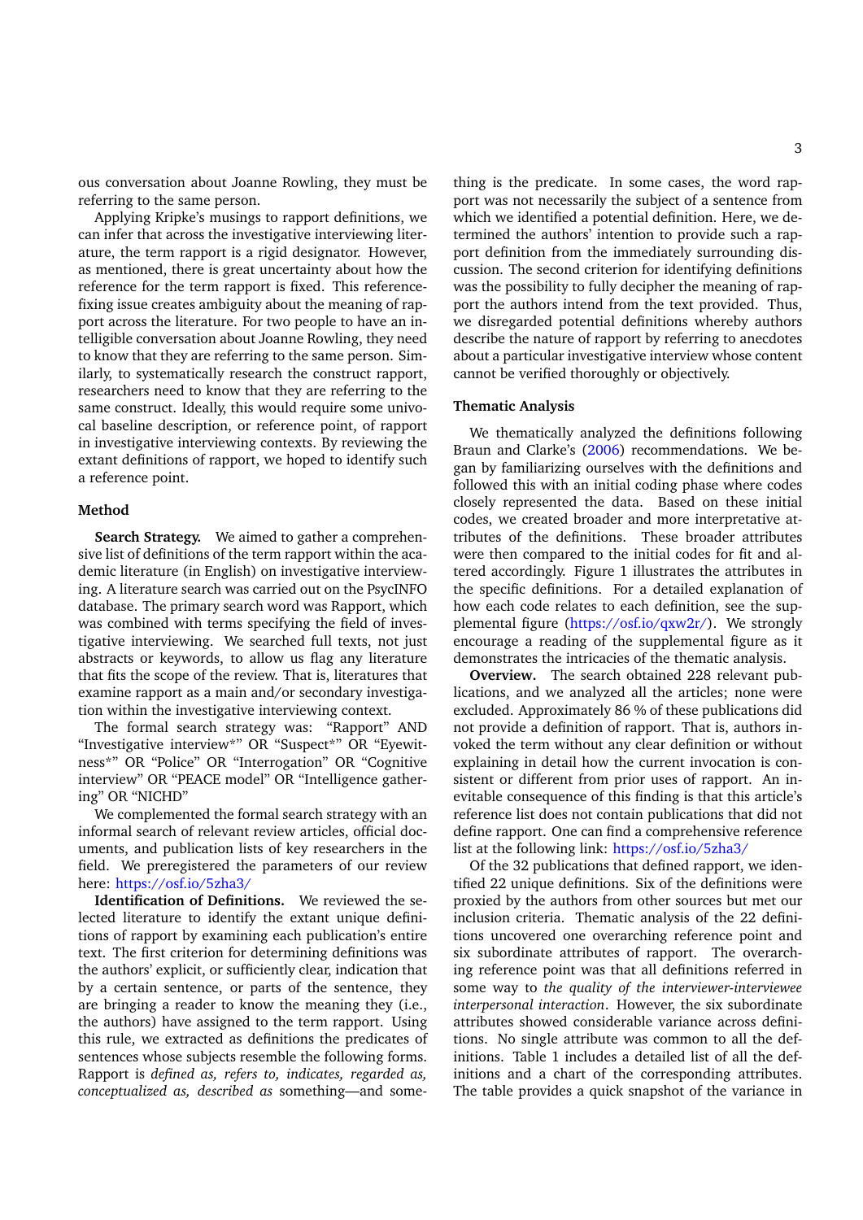ous conversation about Joanne Rowling, they must be referring to the same person.

Applying Kripke's musings to rapport definitions, we can infer that across the investigative interviewing literature, the term rapport is a rigid designator. However, as mentioned, there is great uncertainty about how the reference for the term rapport is fixed. This reference-fixing issue creates ambiguity about the meaning of rapport across the literature. For two people to have an intelligible conversation about Joanne Rowling, they need to know that they are referring to the same person. Similarly, to systematically research the construct rapport, researchers need to know that they are referring to the same construct. Ideally, this would require some univocal baseline description, or reference point, of rapport in investigative interviewing contexts. By reviewing the extant definitions of rapport, we hoped to identify such a reference point.

## Method

**Search Strategy.** We aimed to gather a comprehensive list of definitions of the term rapport within the academic literature (in English) on investigative interviewing. A literature search was carried out on the PsycINFO database. The primary search word was Rapport, which was combined with terms specifying the field of investigative interviewing. We searched full texts, not just abstracts or keywords, to allow us flag any literature that fits the scope of the review. That is, literatures that examine rapport as a main and/or secondary investigation within the investigative interviewing context.

The formal search strategy was: "Rapport" AND "Investigative interview*" OR "Suspect*" OR "Eyewitness*" OR "Police" OR "Interrogation" OR "Cognitive interview" OR "PEACE model" OR "Intelligence gathering" OR "NICHD"

We complemented the formal search strategy with an informal search of relevant review articles, official documents, and publication lists of key researchers in the field. We preregistered the parameters of our review here: https://osf.io/5zha3/

**Identification of Definitions.** We reviewed the selected literature to identify the extant unique definitions of rapport by examining each publication's entire text. The first criterion for determining definitions was the authors' explicit, or sufficiently clear, indication that by a certain sentence, or parts of the sentence, they are bringing a reader to know the meaning they (i.e., the authors) have assigned to the term rapport. Using this rule, we extracted as definitions the predicates of sentences whose subjects resemble the following forms. Rapport is *defined as, refers to, indicates, regarded as, conceptualized as, described as* something—and something is the predicate. In some cases, the word rapport was not necessarily the subject of a sentence from which we identified a potential definition. Here, we determined the authors' intention to provide such a rapport definition from the immediately surrounding discussion. The second criterion for identifying definitions was the possibility to fully decipher the meaning of rapport the authors intend from the text provided. Thus, we disregarded potential definitions whereby authors describe the nature of rapport by referring to anecdotes about a particular investigative interview whose content cannot be verified thoroughly or objectively.

### Thematic Analysis

We thematically analyzed the definitions following Braun and Clarke's (2006) recommendations. We began by familiarizing ourselves with the definitions and followed this with an initial coding phase where codes closely represented the data. Based on these initial codes, we created broader and more interpretative attributes of the definitions. These broader attributes were then compared to the initial codes for fit and altered accordingly. Figure 1 illustrates the attributes in the specific definitions. For a detailed explanation of how each code relates to each definition, see the supplemental figure (https://osf.io/qxw2r/). We strongly encourage a reading of the supplemental figure as it demonstrates the intricacies of the thematic analysis.

**Overview.** The search obtained 228 relevant publications, and we analyzed all the articles; none were excluded. Approximately 86 % of these publications did not provide a definition of rapport. That is, authors invoked the term without any clear definition or without explaining in detail how the current invocation is consistent or different from prior uses of rapport. An inevitable consequence of this finding is that this article's reference list does not contain publications that did not define rapport. One can find a comprehensive reference list at the following link: https://osf.io/5zha3/

Of the 32 publications that defined rapport, we identified 22 unique definitions. Six of the definitions were proxied by the authors from other sources but met our inclusion criteria. Thematic analysis of the 22 definitions uncovered one overarching reference point and six subordinate attributes of rapport. The overarching reference point was that all definitions referred in some way to *the quality of the interviewer-interviewee interpersonal interaction*. However, the six subordinate attributes showed considerable variance across definitions. No single attribute was common to all the definitions. Table 1 includes a detailed list of all the definitions and a chart of the corresponding attributes. The table provides a quick snapshot of the variance in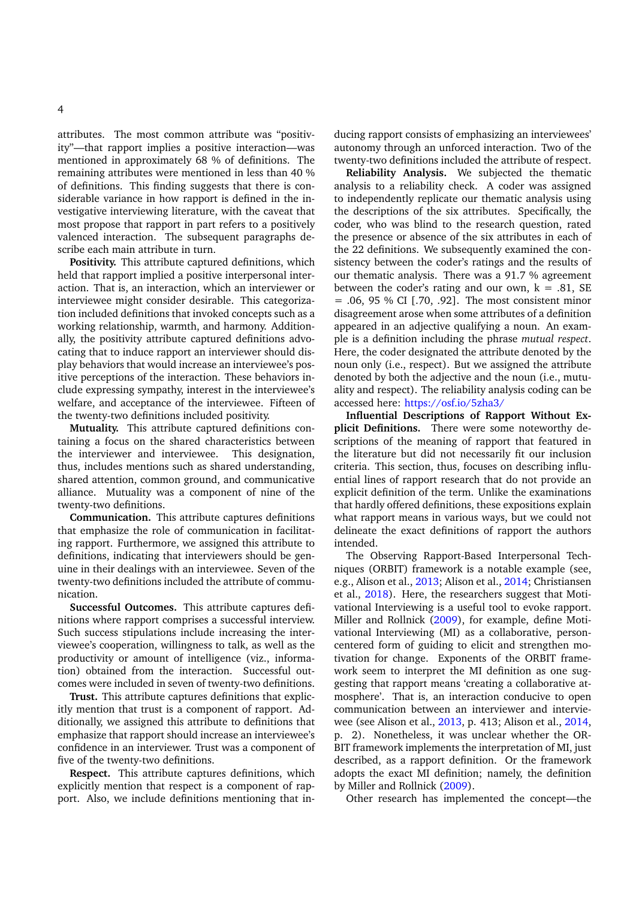attributes. The most common attribute was "positivity"—that rapport implies a positive interaction—was mentioned in approximately 68 % of definitions. The remaining attributes were mentioned in less than 40 % of definitions. This finding suggests that there is considerable variance in how rapport is defined in the investigative interviewing literature, with the caveat that most propose that rapport in part refers to a positively valenced interaction. The subsequent paragraphs describe each main attribute in turn.

**Positivity.** This attribute captured definitions, which held that rapport implied a positive interpersonal interaction. That is, an interaction, which an interviewer or interviewee might consider desirable. This categorization included definitions that invoked concepts such as a working relationship, warmth, and harmony. Additionally, the positivity attribute captured definitions advocating that to induce rapport an interviewer should display behaviors that would increase an interviewee's positive perceptions of the interaction. These behaviors include expressing sympathy, interest in the interviewee's welfare, and acceptance of the interviewee. Fifteen of the twenty-two definitions included positivity.

**Mutuality.** This attribute captured definitions containing a focus on the shared characteristics between the interviewer and interviewee. This designation, thus, includes mentions such as shared understanding, shared attention, common ground, and communicative alliance. Mutuality was a component of nine of the twenty-two definitions.

**Communication.** This attribute captures definitions that emphasize the role of communication in facilitating rapport. Furthermore, we assigned this attribute to definitions, indicating that interviewers should be genuine in their dealings with an interviewee. Seven of the twenty-two definitions included the attribute of communication.

**Successful Outcomes.** This attribute captures definitions where rapport comprises a successful interview. Such success stipulations include increasing the interviewee's cooperation, willingness to talk, as well as the productivity or amount of intelligence (viz., information) obtained from the interaction. Successful outcomes were included in seven of twenty-two definitions.

**Trust.** This attribute captures definitions that explicitly mention that trust is a component of rapport. Additionally, we assigned this attribute to definitions that emphasize that rapport should increase an interviewee's confidence in an interviewer. Trust was a component of five of the twenty-two definitions.

**Respect.** This attribute captures definitions, which explicitly mention that respect is a component of rapport. Also, we include definitions mentioning that inducing rapport consists of emphasizing an interviewees' autonomy through an unforced interaction. Two of the twenty-two definitions included the attribute of respect.

**Reliability Analysis.** We subjected the thematic analysis to a reliability check. A coder was assigned to independently replicate our thematic analysis using the descriptions of the six attributes. Specifically, the coder, who was blind to the research question, rated the presence or absence of the six attributes in each of the 22 definitions. We subsequently examined the consistency between the coder's ratings and the results of our thematic analysis. There was a 91.7 % agreement between the coder's rating and our own, $k = .81$, $SE = .06$, 95 % CI [.70, .92]. The most consistent minor disagreement arose when some attributes of a definition appeared in an adjective qualifying a noun. An example is a definition including the phrase *mutual respect*. Here, the coder designated the attribute denoted by the noun only (i.e., respect). But we assigned the attribute denoted by both the adjective and the noun (i.e., mutuality and respect). The reliability analysis coding can be accessed here: https://osf.io/5zha3/

**Influential Descriptions of Rapport Without Explicit Definitions.** There were some noteworthy descriptions of the meaning of rapport that featured in the literature but did not necessarily fit our inclusion criteria. This section, thus, focuses on describing influential lines of rapport research that do not provide an explicit definition of the term. Unlike the examinations that hardly offered definitions, these expositions explain what rapport means in various ways, but we could not delineate the exact definitions of rapport the authors intended.

The Observing Rapport-Based Interpersonal Techniques (ORBIT) framework is a notable example (see, e.g., Alison et al., 2013; Alison et al., 2014; Christiansen et al., 2018). Here, the researchers suggest that Motivational Interviewing is a useful tool to evoke rapport. Miller and Rollnick (2009), for example, define Motivational Interviewing (MI) as a collaborative, person-centered form of guiding to elicit and strengthen motivation for change. Exponents of the ORBIT framework seem to interpret the MI definition as one suggesting that rapport means 'creating a collaborative atmosphere'. That is, an interaction conducive to open communication between an interviewer and interviewee (see Alison et al., 2013, p. 413; Alison et al., 2014, p. 2). Nonetheless, it was unclear whether the ORBIT framework implements the interpretation of MI, just described, as a rapport definition. Or the framework adopts the exact MI definition; namely, the definition by Miller and Rollnick (2009).

Other research has implemented the concept—the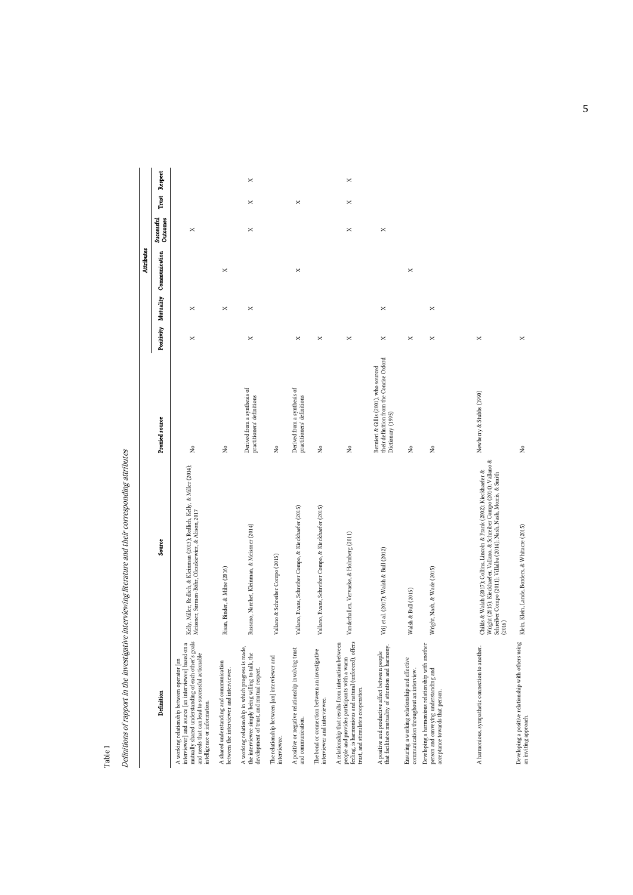Table 1

*Definitions of rapport in the investigative interviewing literature and their corresponding attributes*

| Definition | Source | Proxied source | Attributes | | | | | |
|---|---|---|---|---|---|---|---|---|
| | | | Positivity | Mutuality | Communication | Successful Outcomes | Trust | Respect |
| A working relationship between operator [an interviewer] and source [an interviewee] based on a mutually shared understanding of each other's goals and needs that can lead to successful actionable intelligence or information. | Kelly, Miller, Redlich, & Kleinman (2013); Redlich, Kelly, & Miller (2014); Meissner, Surmon-Böhr, Oleszkiewicz, & Alison, 2017 | No | × | × | | × | | |
| A shared understanding and communication between the interviewer and interviewee. | Risan, Binder, & Milne (2016) | No | | × | × | | | |
| A working relationship in which progress is made, the interviewee simply being willing to talk, the development of trust, and mutual respect. | Russano, Narchet, Kleinman, & Meissner (2014) | Derived from a synthesis of practitioners' definitions | × | × | | × | × | × |
| The relationship between [an] interviewer and interviewee. | Vallano & Schreiber Compo (2015) | No | | | | | | |
| A positive or negative relationship involving trust and communication. | Vallano, Evans, Schreiber Compo, & Kieckhaefer (2015) | Derived from a synthesis of practitioners' definitions | × | | × | | × | |
| The bond or connection between an investigative interviewer and interviewee. | Vallano, Evans, Schreiber Compo, & Kieckhaefer (2015) | No | × | | | | | |
| A relationship that results from interaction between people and provides participants with a warm feeling, is harmonious and natural (unforced), offers trust, and stimulates cooperation. | Vanderhallen, Vervaeke, & Holmberg (2011) | No | × | | | × | × | × |
| A positive and productive affect between people that facilitates mutuality of attention and harmony. | Vrij et al. (2017); Walsh & Bull (2012) | Bernieri & Gillis (2001), who sourced their definition from the Concise Oxford Dictionary (1995) | × | × | | × | | |
| Ensuring a working relationship and effective communication throughout an interview. | Walsh & Bull (2015) | No | × | | × | | | |
| Developing a harmonious relationship with another person and conveying understanding and acceptance towards that person. | Wright, Nash, & Wade (2015) | No | × | × | | | | |
| A harmonious, sympathetic connection to another. | Childs & Walsh (2017); Collins, Lincoln & Frank (2002); Kieckhaefer & Wright (2015); Kieckhaefer, Vallano, & Schreiber Compo (2014); Vallano & Schreiber Compo (2011); Villalba (2014); Nash, Nash, Morris, & Smith (2016) | Newberry & Stubbs (1990) | × | | | | | |
| Developing a positive relationship with others using an inviting approach. | Klein, Klein, Lande, Borders, & Whitacre (2015) | No | × | | | | | |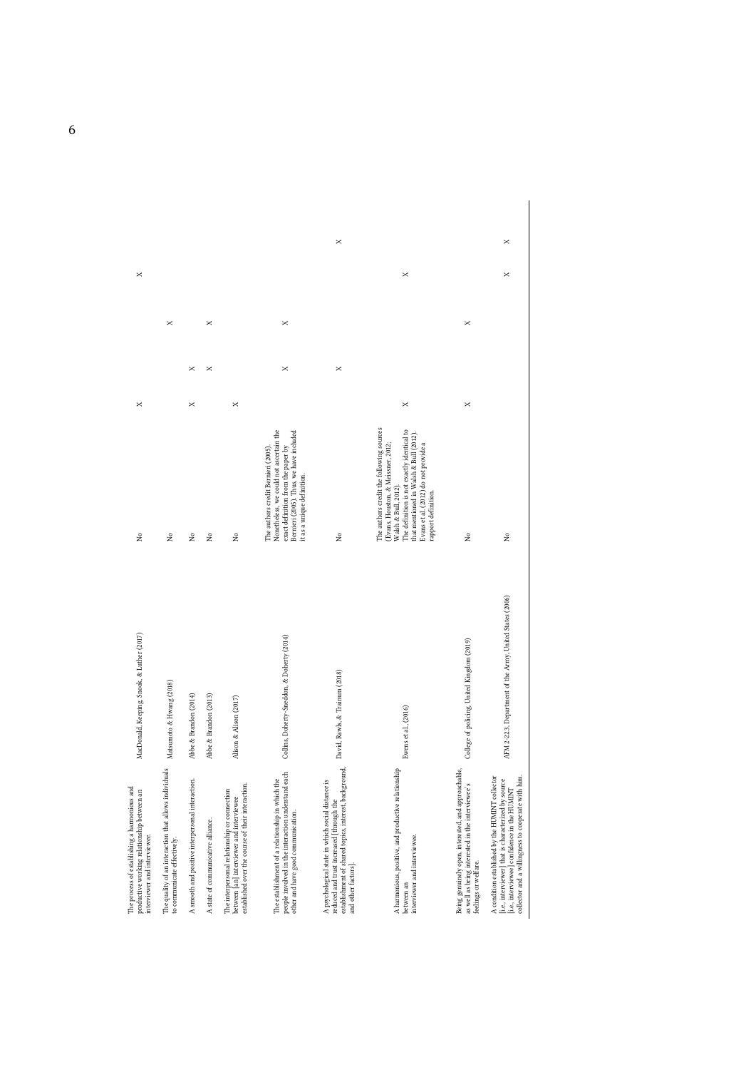| | | | | | | | | |
|---|---|---|---|---|---|---|---|---|
| The process of establishing a harmonious and productive working relationship between an interviewer and interviewee. | MacDonald, Keeping, Snook, & Luther (2017) | No | | X | | | X | |
| The quality of an interaction that allows individuals to communicate effectively. | Matsumoto & Hwang (2018) | No | | | | X | | |
| A smooth and positive interpersonal interaction. | Abbe & Brandon (2014) | No | | X | X | | | |
| A state of communicative alliance. | Abbe & Brandon (2013) | No | | | X | X | | |
| The interpersonal relationship or connection between [an] interviewer and interviewee established over the course of their interaction. | Alison & Alison (2017) | No | | X | | | | |
| The establishment of a relationship in which the people involved in the interaction understand each other and have good communication. | Collins, Doherty-Sneddon, & Doherty (2014) | No | The authors credit Bernieri (2005). Nonetheless, we could not ascertain the exact definition from the paper by Bernieri (2005). Thus, we have included it as a unique definition. | | X | X | | |
| A psychological state in which social distance is reduced and trust increased [through the establishment of shared topics, interest, background, and other factors]. | David, Rawls, & Trainum (2018) | No | | | X | | | X |
| A harmonious, positive, and productive relationship between an interviewer and interviewee. | Ewens et al., (2016) | No | The authors credit the following sources (Evans, Houston, & Meissner, 2012; Walsh & Bull, 2012). The definition is not exactly identical to that mentioned in Walsh & Bull (2012). Evans et al., (2012) do not provide a rapport definition. | X | | | X | |
| Being genuinely open, interested, and approachable, as well as being interested in the interviewee's feelings or welfare. | College of policing, United Kingdom (2019) | No | | X | | X | | |
| A condition established by the HUMINT collector [i.e., interviewer] that is characterized by source [i.e., interviewee] confidence in the HUMINT collector and a willingness to cooperate with him. | AFM 2-22.3, Department of the Army, United States (2006) | No | | | | | X | X |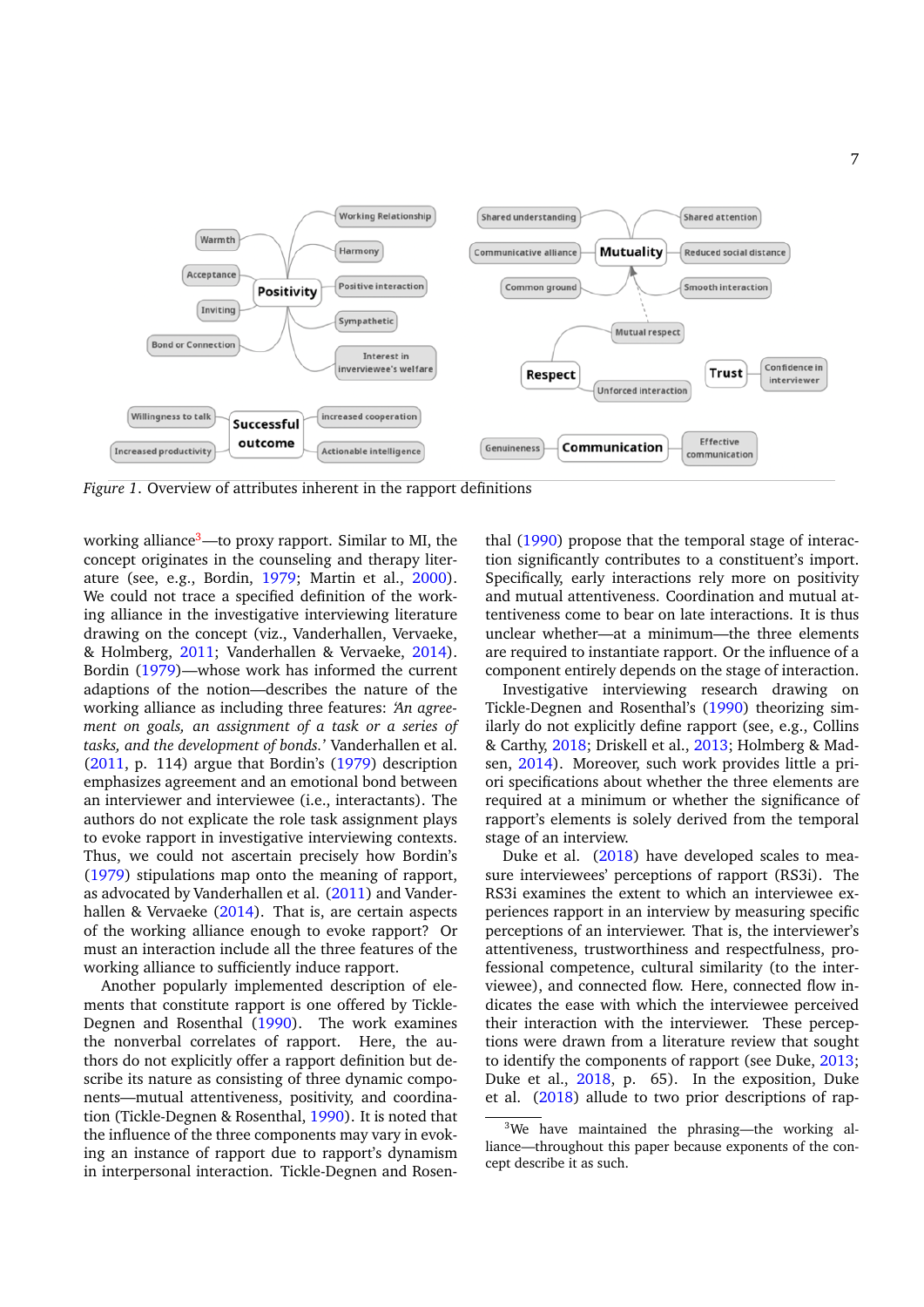Figure 1. Overview of attributes inherent in the rapport definitions

working alliance[3]—to proxy rapport. Similar to MI, the concept originates in the counseling and therapy literature (see, e.g., Bordin, 1979; Martin et al., 2000). We could not trace a specified definition of the working alliance in the investigative interviewing literature drawing on the concept (viz., Vanderhallen, Vervaeke, & Holmberg, 2011; Vanderhallen & Vervaeke, 2014). Bordin (1979)—whose work has informed the current adaptions of the notion—describes the nature of the working alliance as including three features: *'An agreement on goals, an assignment of a task or a series of tasks, and the development of bonds.'* Vanderhallen et al. (2011, p. 114) argue that Bordin's (1979) description emphasizes agreement and an emotional bond between an interviewer and interviewee (i.e., interactants). The authors do not explicate the role task assignment plays to evoke rapport in investigative interviewing contexts. Thus, we could not ascertain precisely how Bordin's (1979) stipulations map onto the meaning of rapport, as advocated by Vanderhallen et al. (2011) and Vanderhallen & Vervaeke (2014). That is, are certain aspects of the working alliance enough to evoke rapport? Or must an interaction include all the three features of the working alliance to sufficiently induce rapport.

Another popularly implemented description of elements that constitute rapport is one offered by Tickle-Degnen and Rosenthal (1990). The work examines the nonverbal correlates of rapport. Here, the authors do not explicitly offer a rapport definition but describe its nature as consisting of three dynamic components—mutual attentiveness, positivity, and coordination (Tickle-Degnen & Rosenthal, 1990). It is noted that the influence of the three components may vary in evoking an instance of rapport due to rapport's dynamism in interpersonal interaction. Tickle-Degnen and Rosenthal (1990) propose that the temporal stage of interaction significantly contributes to a constituent's import. Specifically, early interactions rely more on positivity and mutual attentiveness. Coordination and mutual attentiveness come to bear on late interactions. It is thus unclear whether—at a minimum—the three elements are required to instantiate rapport. Or the influence of a component entirely depends on the stage of interaction.

Investigative interviewing research drawing on Tickle-Degnen and Rosenthal's (1990) theorizing similarly do not explicitly define rapport (see, e.g., Collins & Carthy, 2018; Driskell et al., 2013; Holmberg & Madsen, 2014). Moreover, such work provides little a priori specifications about whether the three elements are required at a minimum or whether the significance of rapport's elements is solely derived from the temporal stage of an interview.

Duke et al. (2018) have developed scales to measure interviewees' perceptions of rapport (RS3i). The RS3i examines the extent to which an interviewee experiences rapport in an interview by measuring specific perceptions of an interviewer. That is, the interviewer's attentiveness, trustworthiness and respectfulness, professional competence, cultural similarity (to the interviewee), and connected flow. Here, connected flow indicates the ease with which the interviewee perceived their interaction with the interviewer. These perceptions were drawn from a literature review that sought to identify the components of rapport (see Duke, 2013; Duke et al., 2018, p. 65). In the exposition, Duke et al. (2018) allude to two prior descriptions of rap-

[3]We have maintained the phrasing—the working alliance—throughout this paper because exponents of the concept describe it as such.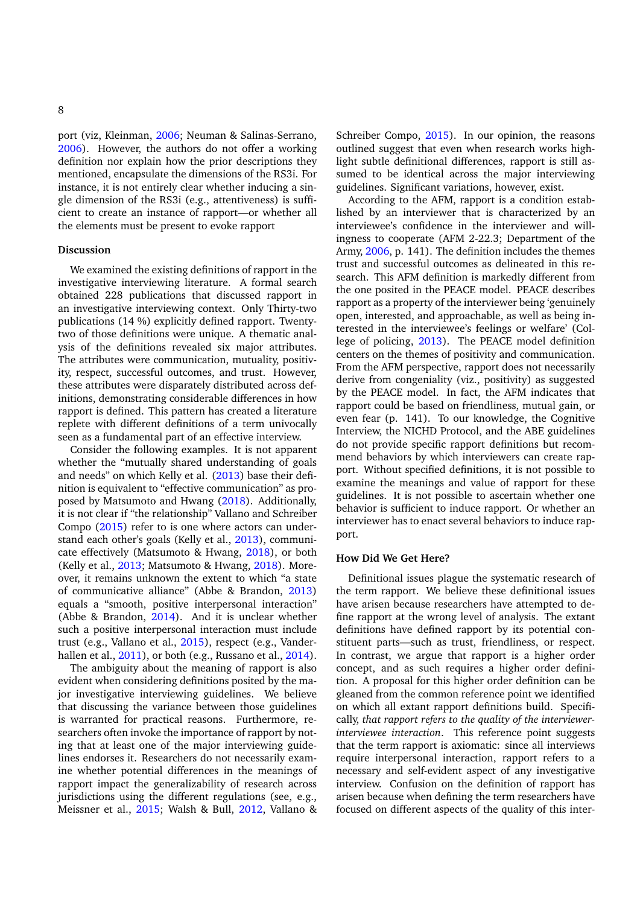port (viz, Kleinman, 2006; Neuman & Salinas-Serrano, 2006). However, the authors do not offer a working definition nor explain how the prior descriptions they mentioned, encapsulate the dimensions of the RS3i. For instance, it is not entirely clear whether inducing a single dimension of the RS3i (e.g., attentiveness) is sufficient to create an instance of rapport—or whether all the elements must be present to evoke rapport

### Discussion

We examined the existing definitions of rapport in the investigative interviewing literature. A formal search obtained 228 publications that discussed rapport in an investigative interviewing context. Only Thirty-two publications (14 %) explicitly defined rapport. Twenty-two of those definitions were unique. A thematic analysis of the definitions revealed six major attributes. The attributes were communication, mutuality, positivity, respect, successful outcomes, and trust. However, these attributes were disparately distributed across definitions, demonstrating considerable differences in how rapport is defined. This pattern has created a literature replete with different definitions of a term univocally seen as a fundamental part of an effective interview.

Consider the following examples. It is not apparent whether the "mutually shared understanding of goals and needs" on which Kelly et al. (2013) base their definition is equivalent to "effective communication" as proposed by Matsumoto and Hwang (2018). Additionally, it is not clear if "the relationship" Vallano and Schreiber Compo (2015) refer to is one where actors can understand each other's goals (Kelly et al., 2013), communicate effectively (Matsumoto & Hwang, 2018), or both (Kelly et al., 2013; Matsumoto & Hwang, 2018). Moreover, it remains unknown the extent to which "a state of communicative alliance" (Abbe & Brandon, 2013) equals a "smooth, positive interpersonal interaction" (Abbe & Brandon, 2014). And it is unclear whether such a positive interpersonal interaction must include trust (e.g., Vallano et al., 2015), respect (e.g., Vanderhallen et al., 2011), or both (e.g., Russano et al., 2014).

The ambiguity about the meaning of rapport is also evident when considering definitions posited by the major investigative interviewing guidelines. We believe that discussing the variance between those guidelines is warranted for practical reasons. Furthermore, researchers often invoke the importance of rapport by noting that at least one of the major interviewing guidelines endorses it. Researchers do not necessarily examine whether potential differences in the meanings of rapport impact the generalizability of research across jurisdictions using the different regulations (see, e.g., Meissner et al., 2015; Walsh & Bull, 2012, Vallano & Schreiber Compo, 2015). In our opinion, the reasons outlined suggest that even when research works highlight subtle definitional differences, rapport is still assumed to be identical across the major interviewing guidelines. Significant variations, however, exist.

According to the AFM, rapport is a condition established by an interviewer that is characterized by an interviewee's confidence in the interviewer and willingness to cooperate (AFM 2-22.3; Department of the Army, 2006, p. 141). The definition includes the themes trust and successful outcomes as delineated in this research. This AFM definition is markedly different from the one posited in the PEACE model. PEACE describes rapport as a property of the interviewer being 'genuinely open, interested, and approachable, as well as being interested in the interviewee's feelings or welfare' (College of policing, 2013). The PEACE model definition centers on the themes of positivity and communication. From the AFM perspective, rapport does not necessarily derive from congeniality (viz., positivity) as suggested by the PEACE model. In fact, the AFM indicates that rapport could be based on friendliness, mutual gain, or even fear (p. 141). To our knowledge, the Cognitive Interview, the NICHD Protocol, and the ABE guidelines do not provide specific rapport definitions but recommend behaviors by which interviewers can create rapport. Without specified definitions, it is not possible to examine the meanings and value of rapport for these guidelines. It is not possible to ascertain whether one behavior is sufficient to induce rapport. Or whether an interviewer has to enact several behaviors to induce rapport.

### How Did We Get Here?

Definitional issues plague the systematic research of the term rapport. We believe these definitional issues have arisen because researchers have attempted to define rapport at the wrong level of analysis. The extant definitions have defined rapport by its potential constituent parts—such as trust, friendliness, or respect. In contrast, we argue that rapport is a higher order concept, and as such requires a higher order definition. A proposal for this higher order definition can be gleaned from the common reference point we identified on which all extant rapport definitions build. Specifically, *that rapport refers to the quality of the interviewer-interviewee interaction*. This reference point suggests that the term rapport is axiomatic: since all interviews require interpersonal interaction, rapport refers to a necessary and self-evident aspect of any investigative interview. Confusion on the definition of rapport has arisen because when defining the term researchers have focused on different aspects of the quality of this inter-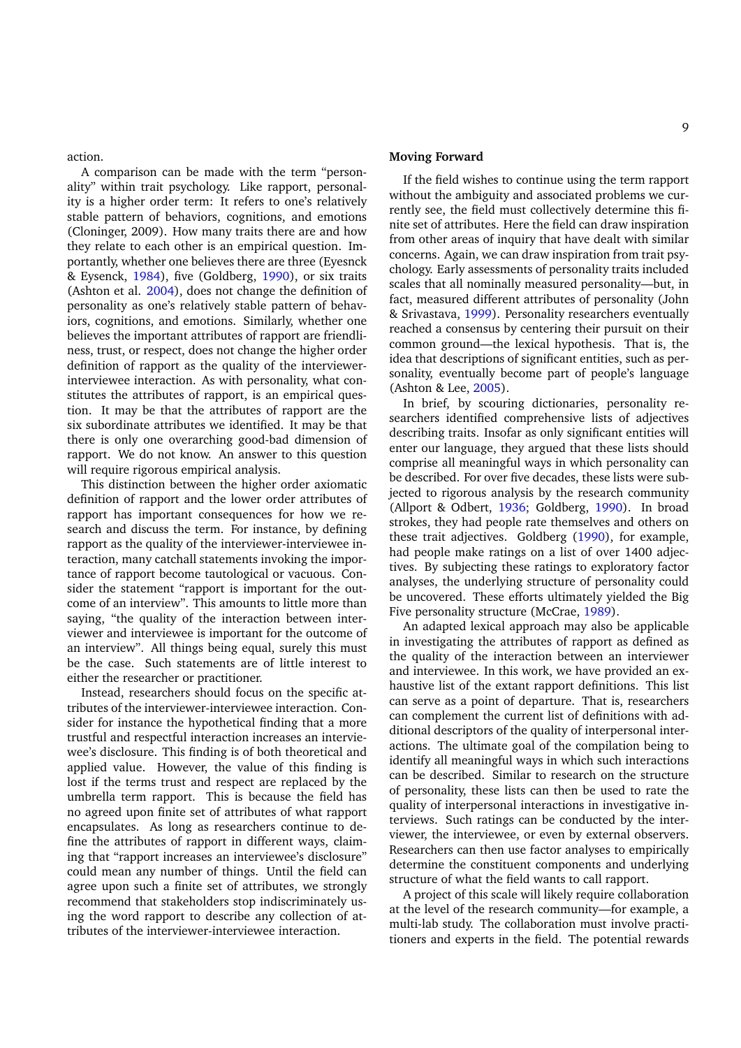action.

A comparison can be made with the term "personality" within trait psychology. Like rapport, personality is a higher order term: It refers to one's relatively stable pattern of behaviors, cognitions, and emotions (Cloninger, 2009). How many traits there are and how they relate to each other is an empirical question. Importantly, whether one believes there are three (Eyesnck & Eysenck, 1984), five (Goldberg, 1990), or six traits (Ashton et al. 2004), does not change the definition of personality as one's relatively stable pattern of behaviors, cognitions, and emotions. Similarly, whether one believes the important attributes of rapport are friendliness, trust, or respect, does not change the higher order definition of rapport as the quality of the interviewer-interviewee interaction. As with personality, what constitutes the attributes of rapport, is an empirical question. It may be that the attributes of rapport are the six subordinate attributes we identified. It may be that there is only one overarching good-bad dimension of rapport. We do not know. An answer to this question will require rigorous empirical analysis.

This distinction between the higher order axiomatic definition of rapport and the lower order attributes of rapport has important consequences for how we research and discuss the term. For instance, by defining rapport as the quality of the interviewer-interviewee interaction, many catchall statements invoking the importance of rapport become tautological or vacuous. Consider the statement "rapport is important for the outcome of an interview". This amounts to little more than saying, "the quality of the interaction between interviewer and interviewee is important for the outcome of an interview". All things being equal, surely this must be the case. Such statements are of little interest to either the researcher or practitioner.

Instead, researchers should focus on the specific attributes of the interviewer-interviewee interaction. Consider for instance the hypothetical finding that a more trustful and respectful interaction increases an interviewee's disclosure. This finding is of both theoretical and applied value. However, the value of this finding is lost if the terms trust and respect are replaced by the umbrella term rapport. This is because the field has no agreed upon finite set of attributes of what rapport encapsulates. As long as researchers continue to define the attributes of rapport in different ways, claiming that "rapport increases an interviewee's disclosure" could mean any number of things. Until the field can agree upon such a finite set of attributes, we strongly recommend that stakeholders stop indiscriminately using the word rapport to describe any collection of attributes of the interviewer-interviewee interaction.

**Moving Forward**

If the field wishes to continue using the term rapport without the ambiguity and associated problems we currently see, the field must collectively determine this finite set of attributes. Here the field can draw inspiration from other areas of inquiry that have dealt with similar concerns. Again, we can draw inspiration from trait psychology. Early assessments of personality traits included scales that all nominally measured personality—but, in fact, measured different attributes of personality (John & Srivastava, 1999). Personality researchers eventually reached a consensus by centering their pursuit on their common ground—the lexical hypothesis. That is, the idea that descriptions of significant entities, such as personality, eventually become part of people's language (Ashton & Lee, 2005).

In brief, by scouring dictionaries, personality researchers identified comprehensive lists of adjectives describing traits. Insofar as only significant entities will enter our language, they argued that these lists should comprise all meaningful ways in which personality can be described. For over five decades, these lists were subjected to rigorous analysis by the research community (Allport & Odbert, 1936; Goldberg, 1990). In broad strokes, they had people rate themselves and others on these trait adjectives. Goldberg (1990), for example, had people make ratings on a list of over 1400 adjectives. By subjecting these ratings to exploratory factor analyses, the underlying structure of personality could be uncovered. These efforts ultimately yielded the Big Five personality structure (McCrae, 1989).

An adapted lexical approach may also be applicable in investigating the attributes of rapport as defined as the quality of the interaction between an interviewer and interviewee. In this work, we have provided an exhaustive list of the extant rapport definitions. This list can serve as a point of departure. That is, researchers can complement the current list of definitions with additional descriptors of the quality of interpersonal interactions. The ultimate goal of the compilation being to identify all meaningful ways in which such interactions can be described. Similar to research on the structure of personality, these lists can then be used to rate the quality of interpersonal interactions in investigative interviews. Such ratings can be conducted by the interviewer, the interviewee, or even by external observers. Researchers can then use factor analyses to empirically determine the constituent components and underlying structure of what the field wants to call rapport.

A project of this scale will likely require collaboration at the level of the research community—for example, a multi-lab study. The collaboration must involve practitioners and experts in the field. The potential rewards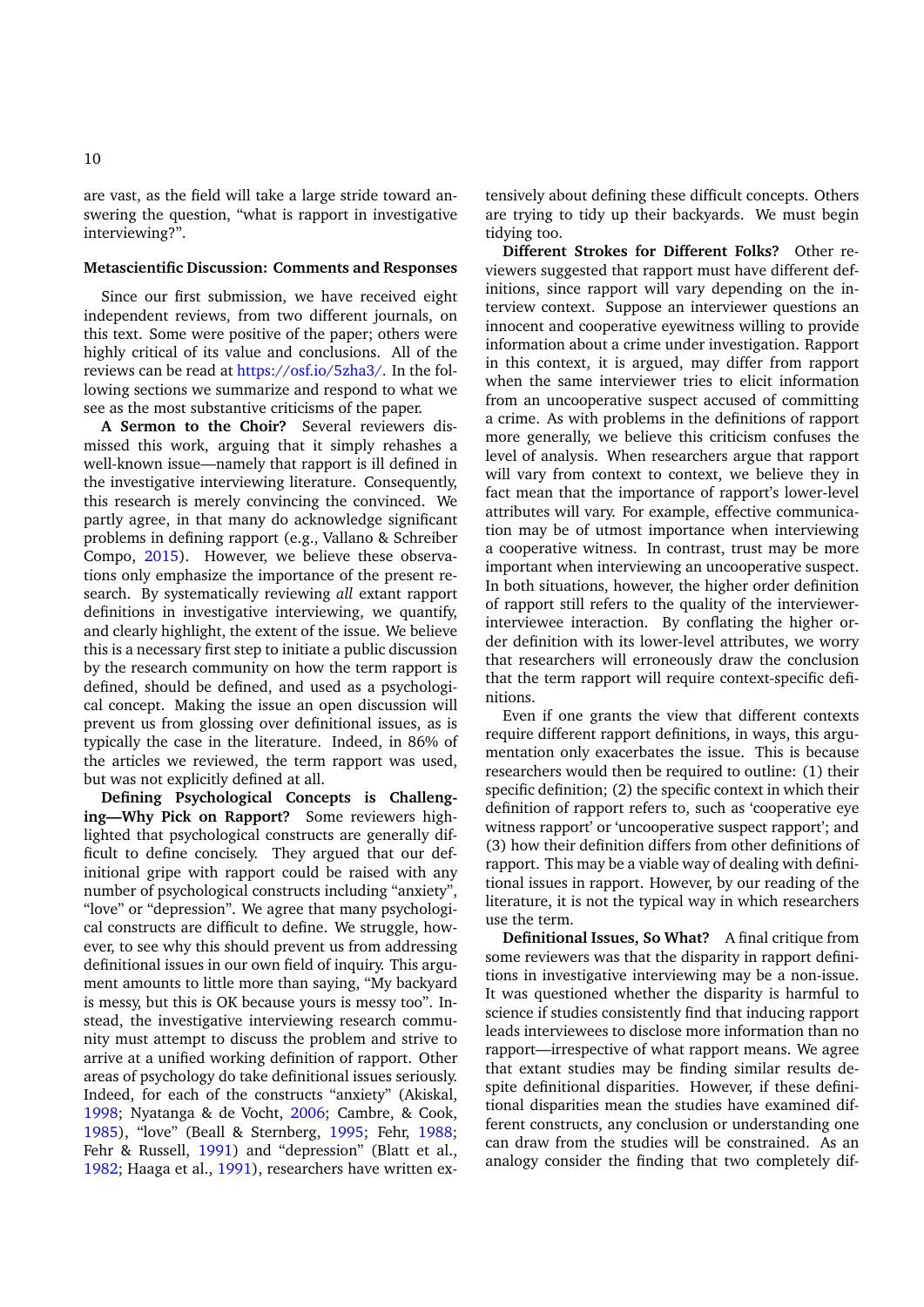are vast, as the field will take a large stride toward answering the question, "what is rapport in investigative interviewing?".

### Metascientific Discussion: Comments and Responses

Since our first submission, we have received eight independent reviews, from two different journals, on this text. Some were positive of the paper; others were highly critical of its value and conclusions. All of the reviews can be read at https://osf.io/5zha3/. In the following sections we summarize and respond to what we see as the most substantive criticisms of the paper.

**A Sermon to the Choir?** Several reviewers dismissed this work, arguing that it simply rehashes a well-known issue—namely that rapport is ill defined in the investigative interviewing literature. Consequently, this research is merely convincing the convinced. We partly agree, in that many do acknowledge significant problems in defining rapport (e.g., Vallano & Schreiber Compo, 2015). However, we believe these observations only emphasize the importance of the present research. By systematically reviewing *all* extant rapport definitions in investigative interviewing, we quantify, and clearly highlight, the extent of the issue. We believe this is a necessary first step to initiate a public discussion by the research community on how the term rapport is defined, should be defined, and used as a psychological concept. Making the issue an open discussion will prevent us from glossing over definitional issues, as is typically the case in the literature. Indeed, in 86% of the articles we reviewed, the term rapport was used, but was not explicitly defined at all.

**Defining Psychological Concepts is Challenging—Why Pick on Rapport?** Some reviewers highlighted that psychological constructs are generally difficult to define concisely. They argued that our definitional gripe with rapport could be raised with any number of psychological constructs including "anxiety", "love" or "depression". We agree that many psychological constructs are difficult to define. We struggle, however, to see why this should prevent us from addressing definitional issues in our own field of inquiry. This argument amounts to little more than saying, "My backyard is messy, but this is OK because yours is messy too". Instead, the investigative interviewing research community must attempt to discuss the problem and strive to arrive at a unified working definition of rapport. Other areas of psychology do take definitional issues seriously. Indeed, for each of the constructs "anxiety" (Akiskal, 1998; Nyatanga & de Vocht, 2006; Cambre, & Cook, 1985), "love" (Beall & Sternberg, 1995; Fehr, 1988; Fehr & Russell, 1991) and "depression" (Blatt et al., 1982; Haaga et al., 1991), researchers have written extensively about defining these difficult concepts. Others are trying to tidy up their backyards. We must begin tidying too.

**Different Strokes for Different Folks?** Other reviewers suggested that rapport must have different definitions, since rapport will vary depending on the interview context. Suppose an interviewer questions an innocent and cooperative eyewitness willing to provide information about a crime under investigation. Rapport in this context, it is argued, may differ from rapport when the same interviewer tries to elicit information from an uncooperative suspect accused of committing a crime. As with problems in the definitions of rapport more generally, we believe this criticism confuses the level of analysis. When researchers argue that rapport will vary from context to context, we believe they in fact mean that the importance of rapport's lower-level attributes will vary. For example, effective communication may be of utmost importance when interviewing a cooperative witness. In contrast, trust may be more important when interviewing an uncooperative suspect. In both situations, however, the higher order definition of rapport still refers to the quality of the interviewer-interviewee interaction. By conflating the higher order definition with its lower-level attributes, we worry that researchers will erroneously draw the conclusion that the term rapport will require context-specific definitions.

Even if one grants the view that different contexts require different rapport definitions, in ways, this argumentation only exacerbates the issue. This is because researchers would then be required to outline: (1) their specific definition; (2) the specific context in which their definition of rapport refers to, such as 'cooperative eye witness rapport' or 'uncooperative suspect rapport'; and (3) how their definition differs from other definitions of rapport. This may be a viable way of dealing with definitional issues in rapport. However, by our reading of the literature, it is not the typical way in which researchers use the term.

**Definitional Issues, So What?** A final critique from some reviewers was that the disparity in rapport definitions in investigative interviewing may be a non-issue. It was questioned whether the disparity is harmful to science if studies consistently find that inducing rapport leads interviewees to disclose more information than no rapport—irrespective of what rapport means. We agree that extant studies may be finding similar results despite definitional disparities. However, if these definitional disparities mean the studies have examined different constructs, any conclusion or understanding one can draw from the studies will be constrained. As an analogy consider the finding that two completely dif-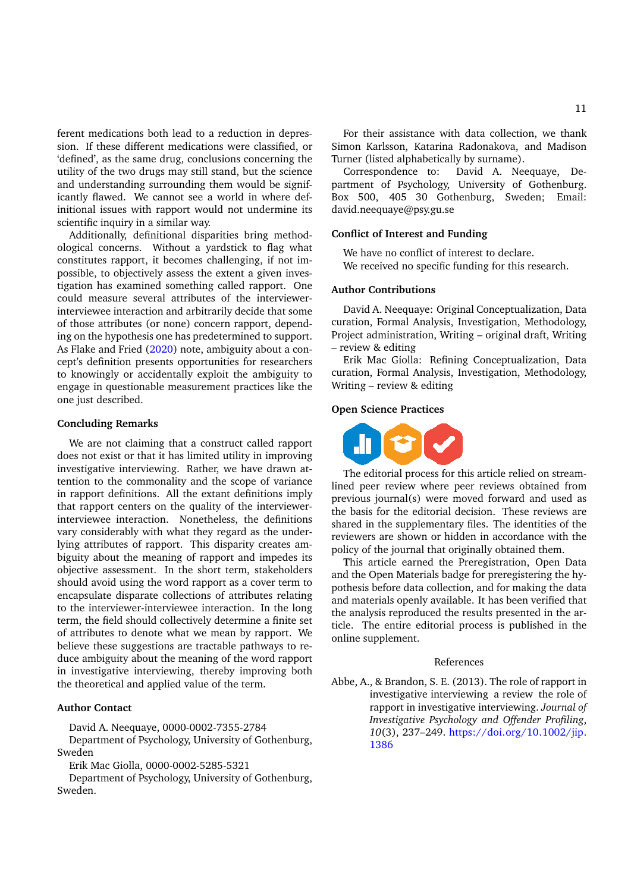ferent medications both lead to a reduction in depression. If these different medications were classified, or 'defined', as the same drug, conclusions concerning the utility of the two drugs may still stand, but the science and understanding surrounding them would be significantly flawed. We cannot see a world in where definitional issues with rapport would not undermine its scientific inquiry in a similar way.

Additionally, definitional disparities bring methodological concerns. Without a yardstick to flag what constitutes rapport, it becomes challenging, if not impossible, to objectively assess the extent a given investigation has examined something called rapport. One could measure several attributes of the interviewer-interviewee interaction and arbitrarily decide that some of those attributes (or none) concern rapport, depending on the hypothesis one has predetermined to support. As Flake and Fried (2020) note, ambiguity about a concept's definition presents opportunities for researchers to knowingly or accidentally exploit the ambiguity to engage in questionable measurement practices like the one just described.

### Concluding Remarks

We are not claiming that a construct called rapport does not exist or that it has limited utility in improving investigative interviewing. Rather, we have drawn attention to the commonality and the scope of variance in rapport definitions. All the extant definitions imply that rapport centers on the quality of the interviewer-interviewee interaction. Nonetheless, the definitions vary considerably with what they regard as the underlying attributes of rapport. This disparity creates ambiguity about the meaning of rapport and impedes its objective assessment. In the short term, stakeholders should avoid using the word rapport as a cover term to encapsulate disparate collections of attributes relating to the interviewer-interviewee interaction. In the long term, the field should collectively determine a finite set of attributes to denote what we mean by rapport. We believe these suggestions are tractable pathways to reduce ambiguity about the meaning of the word rapport in investigative interviewing, thereby improving both the theoretical and applied value of the term.

### Author Contact

David A. Neequaye, 0000-0002-7355-2784

Department of Psychology, University of Gothenburg, Sweden

Erik Mac Giolla, 0000-0002-5285-5321

Department of Psychology, University of Gothenburg, Sweden.

For their assistance with data collection, we thank Simon Karlsson, Katarina Radonakova, and Madison Turner (listed alphabetically by surname).

Correspondence to: David A. Neequaye, Department of Psychology, University of Gothenburg. Box 500, 405 30 Gothenburg, Sweden; Email: david.neequaye@psy.gu.se

### Conflict of Interest and Funding

We have no conflict of interest to declare.

We received no specific funding for this research.

### Author Contributions

David A. Neequaye: Original Conceptualization, Data curation, Formal Analysis, Investigation, Methodology, Project administration, Writing – original draft, Writing – review & editing

Erik Mac Giolla: Refining Conceptualization, Data curation, Formal Analysis, Investigation, Methodology, Writing – review & editing

### Open Science Practices

The editorial process for this article relied on streamlined peer review where peer reviews obtained from previous journal(s) were moved forward and used as the basis for the editorial decision. These reviews are shared in the supplementary files. The identities of the reviewers are shown or hidden in accordance with the policy of the journal that originally obtained them.

This article earned the Preregistration, Open Data and the Open Materials badge for preregistering the hypothesis before data collection, and for making the data and materials openly available. It has been verified that the analysis reproduced the results presented in the article. The entire editorial process is published in the online supplement.

## References

Abbe, A., & Brandon, S. E. (2013). The role of rapport in investigative interviewing a review the role of rapport in investigative interviewing. *Journal of Investigative Psychology and Offender Profiling*, *10*(3), 237–249. https://doi.org/10.1002/jip.1386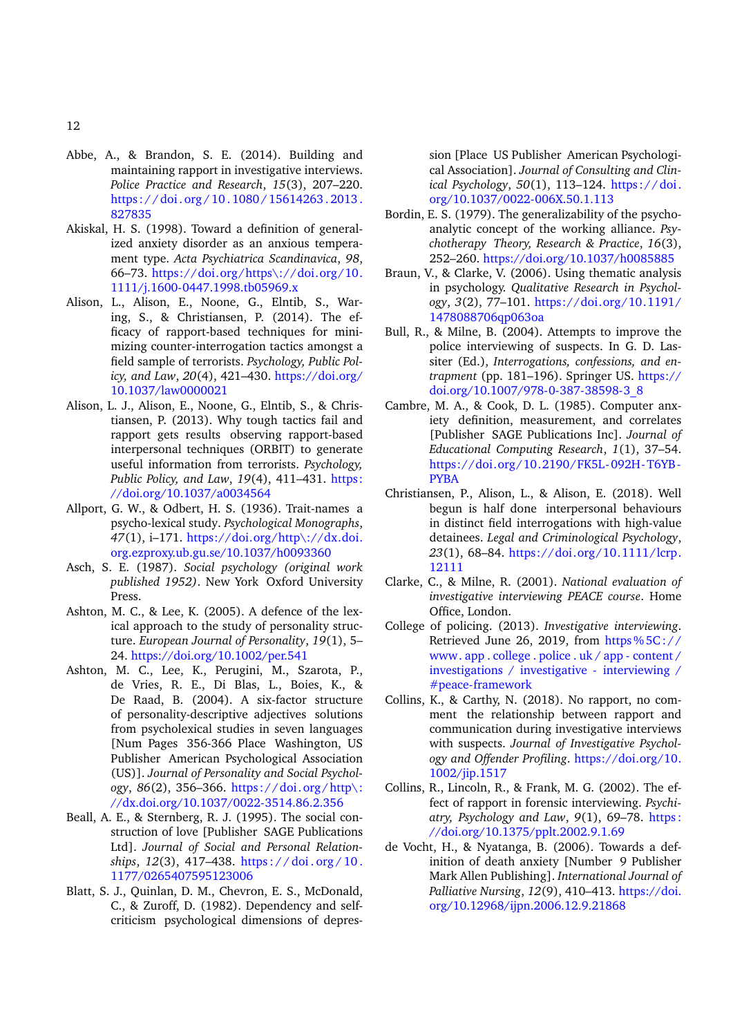Abbe, A., & Brandon, S. E. (2014). Building and maintaining rapport in investigative interviews. *Police Practice and Research*, *15*(3), 207–220. https://doi.org/10.1080/15614263.2013.827835

Akiskal, H. S. (1998). Toward a definition of generalized anxiety disorder as an anxious temperament type. *Acta Psychiatrica Scandinavica*, *98*, 66–73. https://doi.org/10.1111/j.1600-0447.1998.tb05969.x

Alison, L., Alison, E., Noone, G., Elntib, S., Waring, S., & Christiansen, P. (2014). The efficacy of rapport-based techniques for minimizing counter-interrogation tactics amongst a field sample of terrorists. *Psychology, Public Policy, and Law*, *20*(4), 421–430. https://doi.org/10.1037/law0000021

Alison, L. J., Alison, E., Noone, G., Elntib, S., & Christiansen, P. (2013). Why tough tactics fail and rapport gets results observing rapport-based interpersonal techniques (ORBIT) to generate useful information from terrorists. *Psychology, Public Policy, and Law*, *19*(4), 411–431. https://doi.org/10.1037/a0034564

Allport, G. W., & Odbert, H. S. (1936). Trait-names a psycho-lexical study. *Psychological Monographs*, *47*(1), i–171. https://doi.org/http\://dx.doi.org.ezproxy.ub.gu.se/10.1037/h0093360

Asch, S. E. (1987). *Social psychology (original work published 1952)*. New York Oxford University Press.

Ashton, M. C., & Lee, K. (2005). A defence of the lexical approach to the study of personality structure. *European Journal of Personality*, *19*(1), 5–24. https://doi.org/10.1002/per.541

Ashton, M. C., Lee, K., Perugini, M., Szarota, P., de Vries, R. E., Di Blas, L., Boies, K., & De Raad, B. (2004). A six-factor structure of personality-descriptive adjectives solutions from psycholexical studies in seven languages [Num Pages 356-366 Place Washington, US Publisher American Psychological Association (US)]. *Journal of Personality and Social Psychology*, *86*(2), 356–366. https://doi.org/http\://dx.doi.org/10.1037/0022-3514.86.2.356

Beall, A. E., & Sternberg, R. J. (1995). The social construction of love [Publisher SAGE Publications Ltd]. *Journal of Social and Personal Relationships*, *12*(3), 417–438. https://doi.org/10.1177/0265407595123006

Blatt, S. J., Quinlan, D. M., Chevron, E. S., McDonald, C., & Zuroff, D. (1982). Dependency and self-criticism psychological dimensions of depression [Place US Publisher American Psychological Association]. *Journal of Consulting and Clinical Psychology*, *50*(1), 113–124. https://doi.org/10.1037/0022-006X.50.1.113

Bordin, E. S. (1979). The generalizability of the psychoanalytic concept of the working alliance. *Psychotherapy Theory, Research & Practice*, *16*(3), 252–260. https://doi.org/10.1037/h0085885

Braun, V., & Clarke, V. (2006). Using thematic analysis in psychology. *Qualitative Research in Psychology*, *3*(2), 77–101. https://doi.org/10.1191/1478088706qp063oa

Bull, R., & Milne, B. (2004). Attempts to improve the police interviewing of suspects. In G. D. Lassiter (Ed.), *Interrogations, confessions, and entrapment* (pp. 181–196). Springer US. https://doi.org/10.1007/978-0-387-38598-3_8

Cambre, M. A., & Cook, D. L. (1985). Computer anxiety definition, measurement, and correlates [Publisher SAGE Publications Inc]. *Journal of Educational Computing Research*, *1*(1), 37–54. https://doi.org/10.2190/FK5L-092H-T6YB-PYBA

Christiansen, P., Alison, L., & Alison, E. (2018). Well begun is half done interpersonal behaviours in distinct field interrogations with high-value detainees. *Legal and Criminological Psychology*, *23*(1), 68–84. https://doi.org/10.1111/lcrp.12111

Clarke, C., & Milne, R. (2001). *National evaluation of investigative interviewing PEACE course*. Home Office, London.

College of policing. (2013). *Investigative interviewing*. Retrieved June 26, 2019, from https%5C://www.app.college.police.uk/app-content/investigations/investigative-interviewing/#peace-framework

Collins, K., & Carthy, N. (2018). No rapport, no comment the relationship between rapport and communication during investigative interviews with suspects. *Journal of Investigative Psychology and Offender Profiling*. https://doi.org/10.1002/jip.1517

Collins, R., Lincoln, R., & Frank, M. G. (2002). The effect of rapport in forensic interviewing. *Psychiatry, Psychology and Law*, *9*(1), 69–78. https://doi.org/10.1375/pplt.2002.9.1.69

de Vocht, H., & Nyatanga, B. (2006). Towards a definition of death anxiety [Number 9 Publisher Mark Allen Publishing]. *International Journal of Palliative Nursing*, *12*(9), 410–413. https://doi.org/10.12968/ijpn.2006.12.9.21868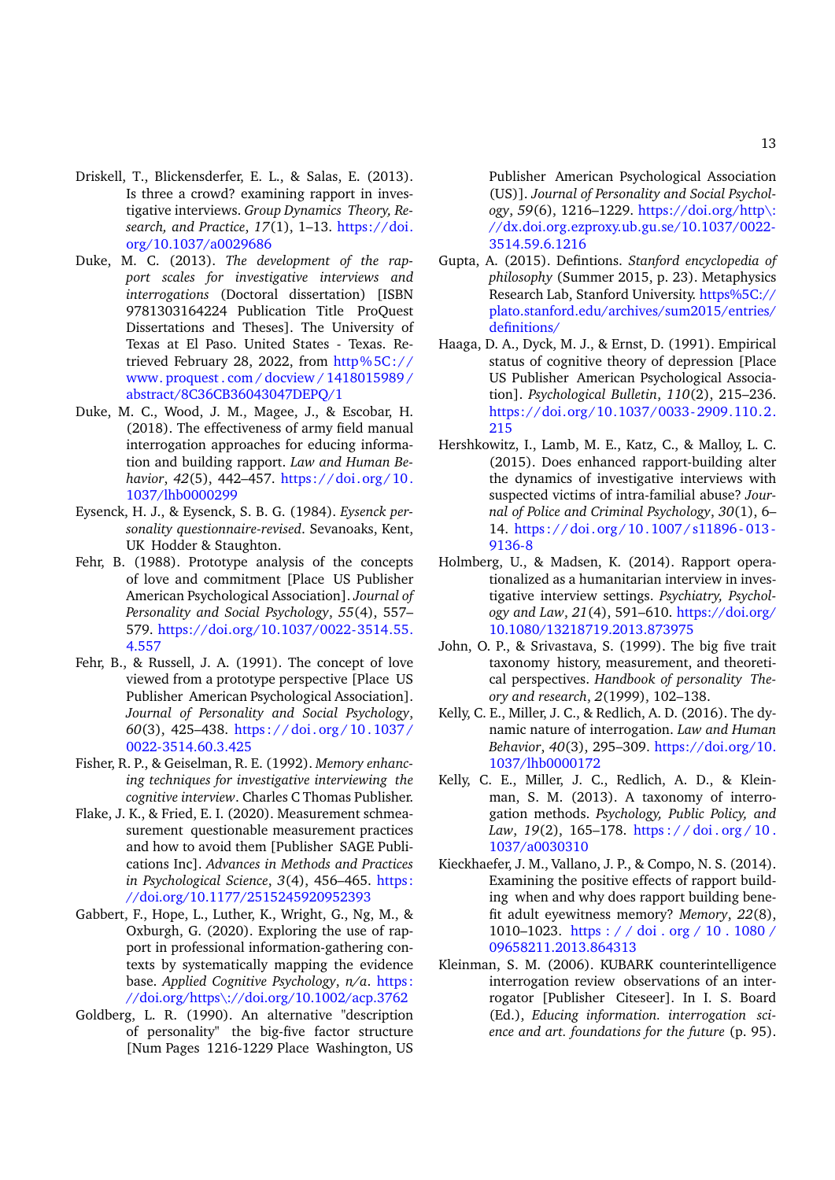Driskell, T., Blickensderfer, E. L., & Salas, E. (2013). Is three a crowd? examining rapport in investigative interviews. *Group Dynamics Theory, Research, and Practice*, *17*(1), 1–13. https://doi.org/10.1037/a0029686

Duke, M. C. (2013). *The development of the rapport scales for investigative interviews and interrogations* (Doctoral dissertation) [ISBN 9781303164224 Publication Title ProQuest Dissertations and Theses]. The University of Texas at El Paso. United States - Texas. Retrieved February 28, 2022, from http%5C://www.proquest.com/docview/1418015989/abstract/8C36CB36043047DEPQ/1

Duke, M. C., Wood, J. M., Magee, J., & Escobar, H. (2018). The effectiveness of army field manual interrogation approaches for educing information and building rapport. *Law and Human Behavior*, *42*(5), 442–457. https://doi.org/10.1037/lhb0000299

Eysenck, H. J., & Eysenck, S. B. G. (1984). *Eysenck personality questionnaire-revised*. Sevanoaks, Kent, UK Hodder & Staughton.

Fehr, B. (1988). Prototype analysis of the concepts of love and commitment [Place US Publisher American Psychological Association]. *Journal of Personality and Social Psychology*, *55*(4), 557–579. https://doi.org/10.1037/0022-3514.55.4.557

Fehr, B., & Russell, J. A. (1991). The concept of love viewed from a prototype perspective [Place US Publisher American Psychological Association]. *Journal of Personality and Social Psychology*, *60*(3), 425–438. https://doi.org/10.1037/0022-3514.60.3.425

Fisher, R. P., & Geiselman, R. E. (1992). *Memory enhancing techniques for investigative interviewing the cognitive interview*. Charles C Thomas Publisher.

Flake, J. K., & Fried, E. I. (2020). Measurement schmeasurement questionable measurement practices and how to avoid them [Publisher SAGE Publications Inc]. *Advances in Methods and Practices in Psychological Science*, *3*(4), 456–465. https://doi.org/10.1177/2515245920952393

Gabbert, F., Hope, L., Luther, K., Wright, G., Ng, M., & Oxburgh, G. (2020). Exploring the use of rapport in professional information-gathering contexts by systematically mapping the evidence base. *Applied Cognitive Psychology*, *n/a*. https://doi.org/https\://doi.org/10.1002/acp.3762

Goldberg, L. R. (1990). An alternative "description of personality" the big-five factor structure [Num Pages 1216-1229 Place Washington, US Publisher American Psychological Association (US)]. *Journal of Personality and Social Psychology*, *59*(6), 1216–1229. https://doi.org/http\://dx.doi.org.ezproxy.ub.gu.se/10.1037/0022-3514.59.6.1216

Gupta, A. (2015). Defintions. *Stanford encyclopedia of philosophy* (Summer 2015, p. 23). Metaphysics Research Lab, Stanford University. https%5C://plato.stanford.edu/archives/sum2015/entries/definitions/

Haaga, D. A., Dyck, M. J., & Ernst, D. (1991). Empirical status of cognitive theory of depression [Place US Publisher American Psychological Association]. *Psychological Bulletin*, *110*(2), 215–236. https://doi.org/10.1037/0033-2909.110.2.215

Hershkowitz, I., Lamb, M. E., Katz, C., & Malloy, L. C. (2015). Does enhanced rapport-building alter the dynamics of investigative interviews with suspected victims of intra-familial abuse? *Journal of Police and Criminal Psychology*, *30*(1), 6–14. https://doi.org/10.1007/s11896-013-9136-8

Holmberg, U., & Madsen, K. (2014). Rapport operationalized as a humanitarian interview in investigative interview settings. *Psychiatry, Psychology and Law*, *21*(4), 591–610. https://doi.org/10.1080/13218719.2013.873975

John, O. P., & Srivastava, S. (1999). The big five trait taxonomy history, measurement, and theoretical perspectives. *Handbook of personality Theory and research*, *2*(1999), 102–138.

Kelly, C. E., Miller, J. C., & Redlich, A. D. (2016). The dynamic nature of interrogation. *Law and Human Behavior*, *40*(3), 295–309. https://doi.org/10.1037/lhb0000172

Kelly, C. E., Miller, J. C., Redlich, A. D., & Kleinman, S. M. (2013). A taxonomy of interrogation methods. *Psychology, Public Policy, and Law*, *19*(2), 165–178. https://doi.org/10.1037/a0030310

Kieckhaefer, J. M., Vallano, J. P., & Compo, N. S. (2014). Examining the positive effects of rapport building when and why does rapport building benefit adult eyewitness memory? *Memory*, *22*(8), 1010–1023. https://doi.org/10.1080/09658211.2013.864313

Kleinman, S. M. (2006). KUBARK counterintelligence interrogation review observations of an interrogator [Publisher Citeseer]. In I. S. Board (Ed.), *Educing information. interrogation science and art. foundations for the future* (p. 95).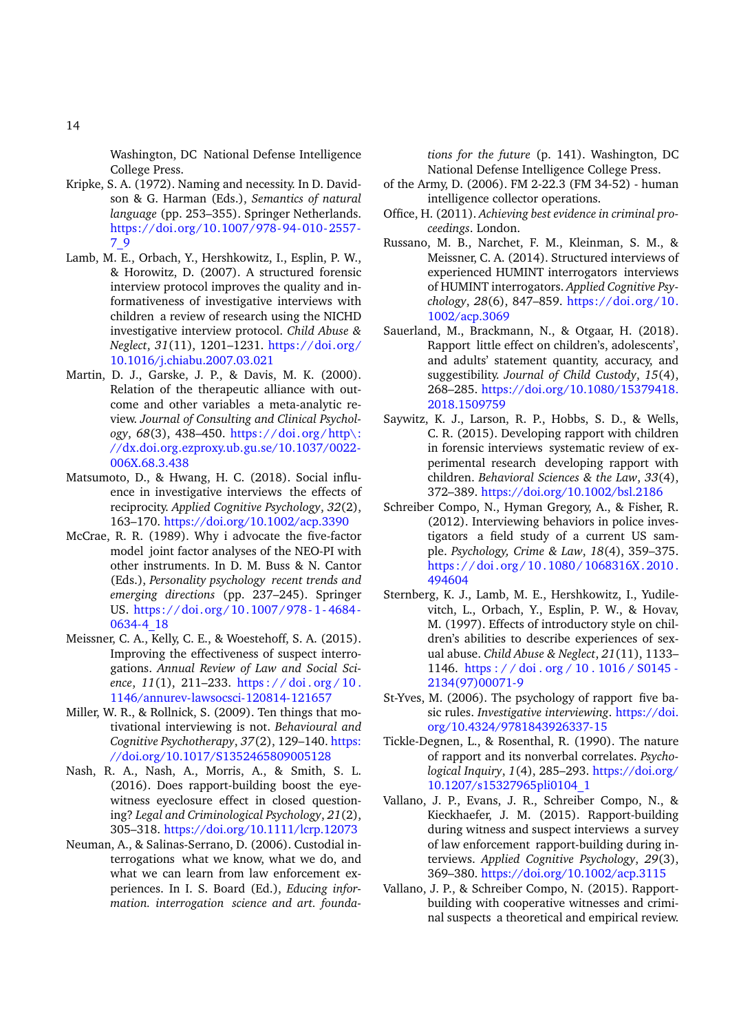Washington, DC  National Defense Intelligence College Press.

Kripke, S. A. (1972). Naming and necessity. In D. Davidson & G. Harman (Eds.), *Semantics of natural language* (pp. 253–355). Springer Netherlands. https://doi.org/10.1007/978-94-010-2557-7_9

Lamb, M. E., Orbach, Y., Hershkowitz, I., Esplin, P. W., & Horowitz, D. (2007). A structured forensic interview protocol improves the quality and informativeness of investigative interviews with children  a review of research using the NICHD investigative interview protocol. *Child Abuse & Neglect*, *31*(11), 1201–1231. https://doi.org/10.1016/j.chiabu.2007.03.021

Martin, D. J., Garske, J. P., & Davis, M. K. (2000). Relation of the therapeutic alliance with outcome and other variables  a meta-analytic review. *Journal of Consulting and Clinical Psychology*, *68*(3), 438–450. https://doi.org/http\://dx.doi.org.ezproxy.ub.gu.se/10.1037/0022-006X.68.3.438

Matsumoto, D., & Hwang, H. C. (2018). Social influence in investigative interviews  the effects of reciprocity. *Applied Cognitive Psychology*, *32*(2), 163–170. https://doi.org/10.1002/acp.3390

McCrae, R. R. (1989). Why i advocate the five-factor model  joint factor analyses of the NEO-PI with other instruments. In D. M. Buss & N. Cantor (Eds.), *Personality psychology  recent trends and emerging directions* (pp. 237–245). Springer US. https://doi.org/10.1007/978-1-4684-0634-4_18

Meissner, C. A., Kelly, C. E., & Woestehoff, S. A. (2015). Improving the effectiveness of suspect interrogations. *Annual Review of Law and Social Science*, *11*(1), 211–233. https://doi.org/10.1146/annurev-lawsocsci-120814-121657

Miller, W. R., & Rollnick, S. (2009). Ten things that motivational interviewing is not. *Behavioural and Cognitive Psychotherapy*, *37*(2), 129–140. https://doi.org/10.1017/S1352465809005128

Nash, R. A., Nash, A., Morris, A., & Smith, S. L. (2016). Does rapport-building boost the eyewitness eyeclosure effect in closed questioning? *Legal and Criminological Psychology*, *21*(2), 305–318. https://doi.org/10.1111/lcrp.12073

Neuman, A., & Salinas-Serrano, D. (2006). Custodial interrogations  what we know, what we do, and what we can learn from law enforcement experiences. In I. S. Board (Ed.), *Educing information. interrogation  science and art. foundations for the future* (p. 141). Washington, DC National Defense Intelligence College Press.

of the Army, D. (2006). FM 2-22.3 (FM 34-52) - human intelligence collector operations.

Office, H. (2011). *Achieving best evidence in criminal proceedings*. London.

Russano, M. B., Narchet, F. M., Kleinman, S. M., & Meissner, C. A. (2014). Structured interviews of experienced HUMINT interrogators  interviews of HUMINT interrogators. *Applied Cognitive Psychology*, *28*(6), 847–859. https://doi.org/10.1002/acp.3069

Sauerland, M., Brackmann, N., & Otgaar, H. (2018). Rapport  little effect on children's, adolescents', and adults' statement quantity, accuracy, and suggestibility. *Journal of Child Custody*, *15*(4), 268–285. https://doi.org/10.1080/15379418.2018.1509759

Saywitz, K. J., Larson, R. P., Hobbs, S. D., & Wells, C. R. (2015). Developing rapport with children in forensic interviews  systematic review of experimental research  developing rapport with children. *Behavioral Sciences & the Law*, *33*(4), 372–389. https://doi.org/10.1002/bsl.2186

Schreiber Compo, N., Hyman Gregory, A., & Fisher, R. (2012). Interviewing behaviors in police investigators  a field study of a current US sample. *Psychology, Crime & Law*, *18*(4), 359–375. https://doi.org/10.1080/1068316X.2010.494604

Sternberg, K. J., Lamb, M. E., Hershkowitz, I., Yudilevitch, L., Orbach, Y., Esplin, P. W., & Hovav, M. (1997). Effects of introductory style on children's abilities to describe experiences of sexual abuse. *Child Abuse & Neglect*, *21*(11), 1133–1146. https://doi.org/10.1016/S0145-2134(97)00071-9

St-Yves, M. (2006). The psychology of rapport  five basic rules. *Investigative interviewing*. https://doi.org/10.4324/9781843926337-15

Tickle-Degnen, L., & Rosenthal, R. (1990). The nature of rapport and its nonverbal correlates. *Psychological Inquiry*, *1*(4), 285–293. https://doi.org/10.1207/s15327965pli0104_1

Vallano, J. P., Evans, J. R., Schreiber Compo, N., & Kieckhaefer, J. M. (2015). Rapport-building during witness and suspect interviews  a survey of law enforcement  rapport-building during interviews. *Applied Cognitive Psychology*, *29*(3), 369–380. https://doi.org/10.1002/acp.3115

Vallano, J. P., & Schreiber Compo, N. (2015). Rapport-building with cooperative witnesses and criminal suspects  a theoretical and empirical review.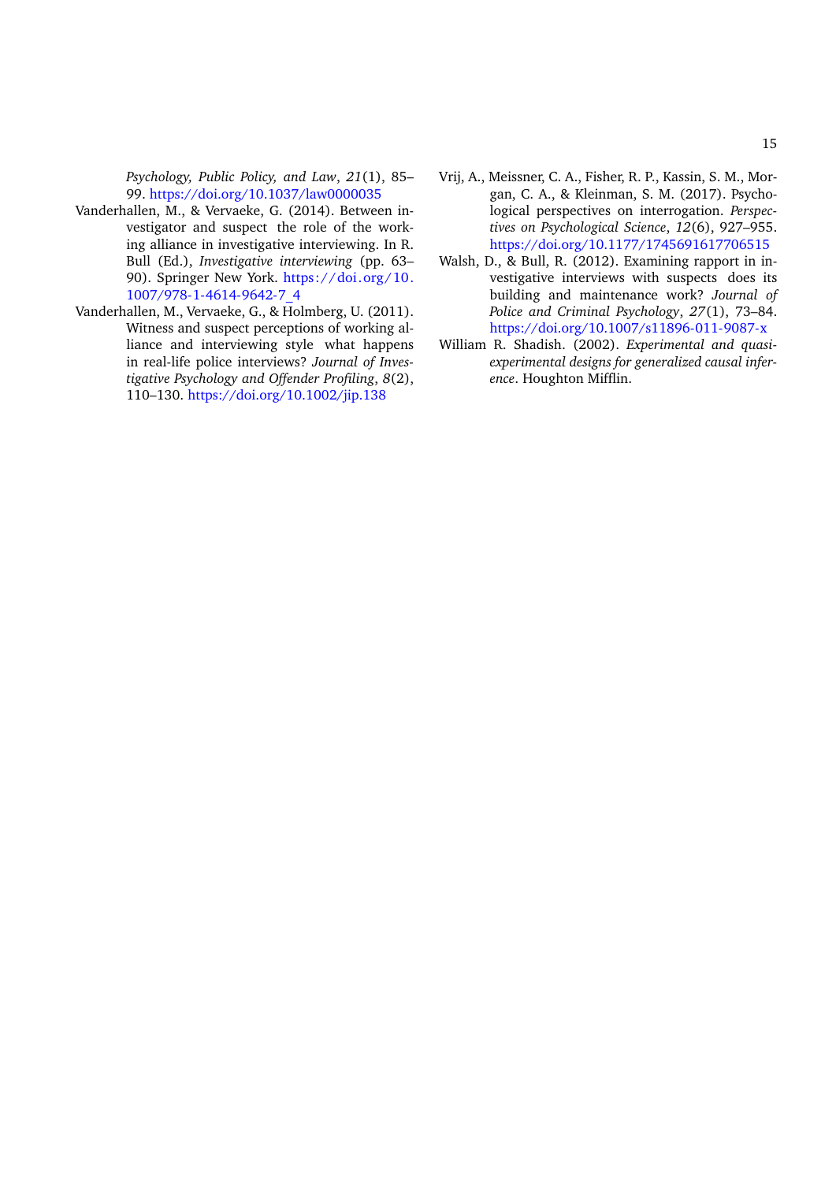*Psychology, Public Policy, and Law*, *21*(1), 85–99. https://doi.org/10.1037/law0000035

Vanderhallen, M., & Vervaeke, G. (2014). Between investigator and suspect the role of the working alliance in investigative interviewing. In R. Bull (Ed.), *Investigative interviewing* (pp. 63–90). Springer New York. https://doi.org/10.1007/978-1-4614-9642-7_4

Vanderhallen, M., Vervaeke, G., & Holmberg, U. (2011). Witness and suspect perceptions of working alliance and interviewing style what happens in real-life police interviews? *Journal of Investigative Psychology and Offender Profiling*, *8*(2), 110–130. https://doi.org/10.1002/jip.138

Vrij, A., Meissner, C. A., Fisher, R. P., Kassin, S. M., Morgan, C. A., & Kleinman, S. M. (2017). Psychological perspectives on interrogation. *Perspectives on Psychological Science*, *12*(6), 927–955. https://doi.org/10.1177/1745691617706515

Walsh, D., & Bull, R. (2012). Examining rapport in investigative interviews with suspects does its building and maintenance work? *Journal of Police and Criminal Psychology*, *27*(1), 73–84. https://doi.org/10.1007/s11896-011-9087-x

William R. Shadish. (2002). *Experimental and quasi-experimental designs for generalized causal inference*. Houghton Mifflin.